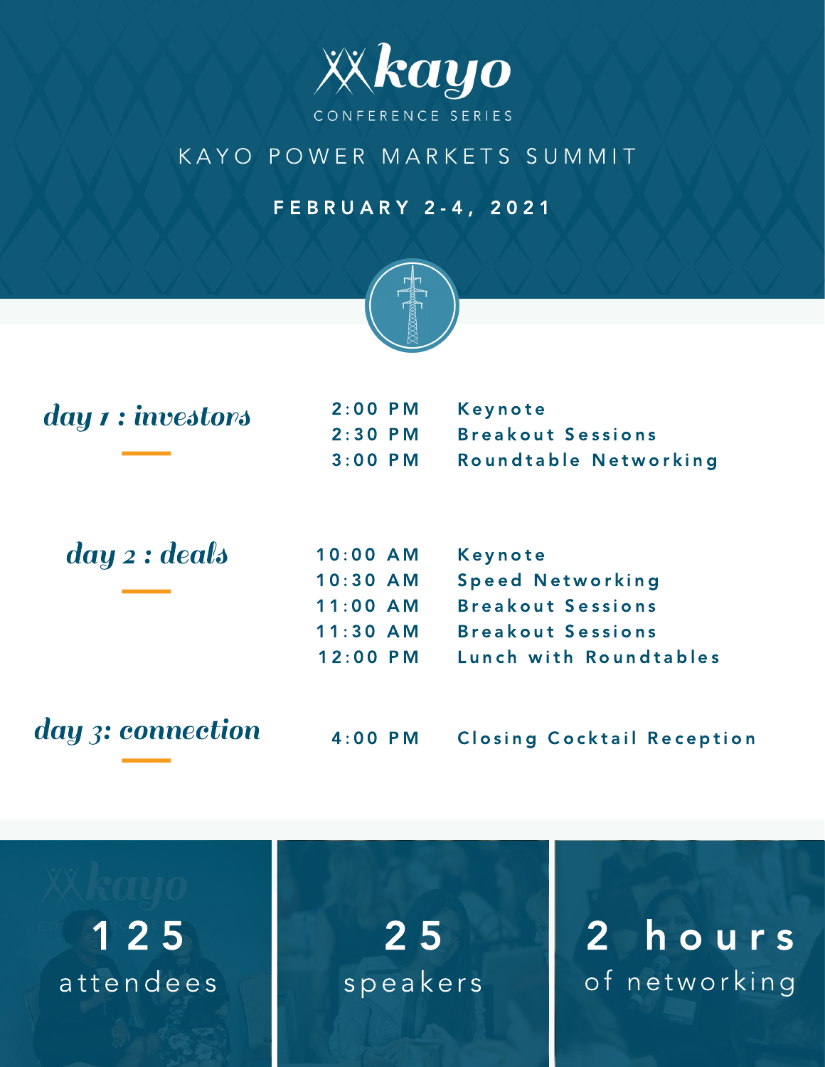# kayo

CONFERENCE SERIES

## KAYO POWER MARKETS SUMMIT

**FEBRUARY 2-4, 2021**

### *day 1 : investors*

| | |
|---|---|
| 2:00 PM | Keynote |
| 2:30 PM | Breakout Sessions |
| 3:00 PM | Roundtable Networking |

### *day 2 : deals*

| | |
|---|---|
| 10:00 AM | Keynote |
| 10:30 AM | Speed Networking |
| 11:00 AM | Breakout Sessions |
| 11:30 AM | Breakout Sessions |
| 12:00 PM | Lunch with Roundtables |

### *day 3: connection*

| | |
|---|---|
| 4:00 PM | Closing Cocktail Reception |

**125** attendees

**25** speakers

**2 hours** of networking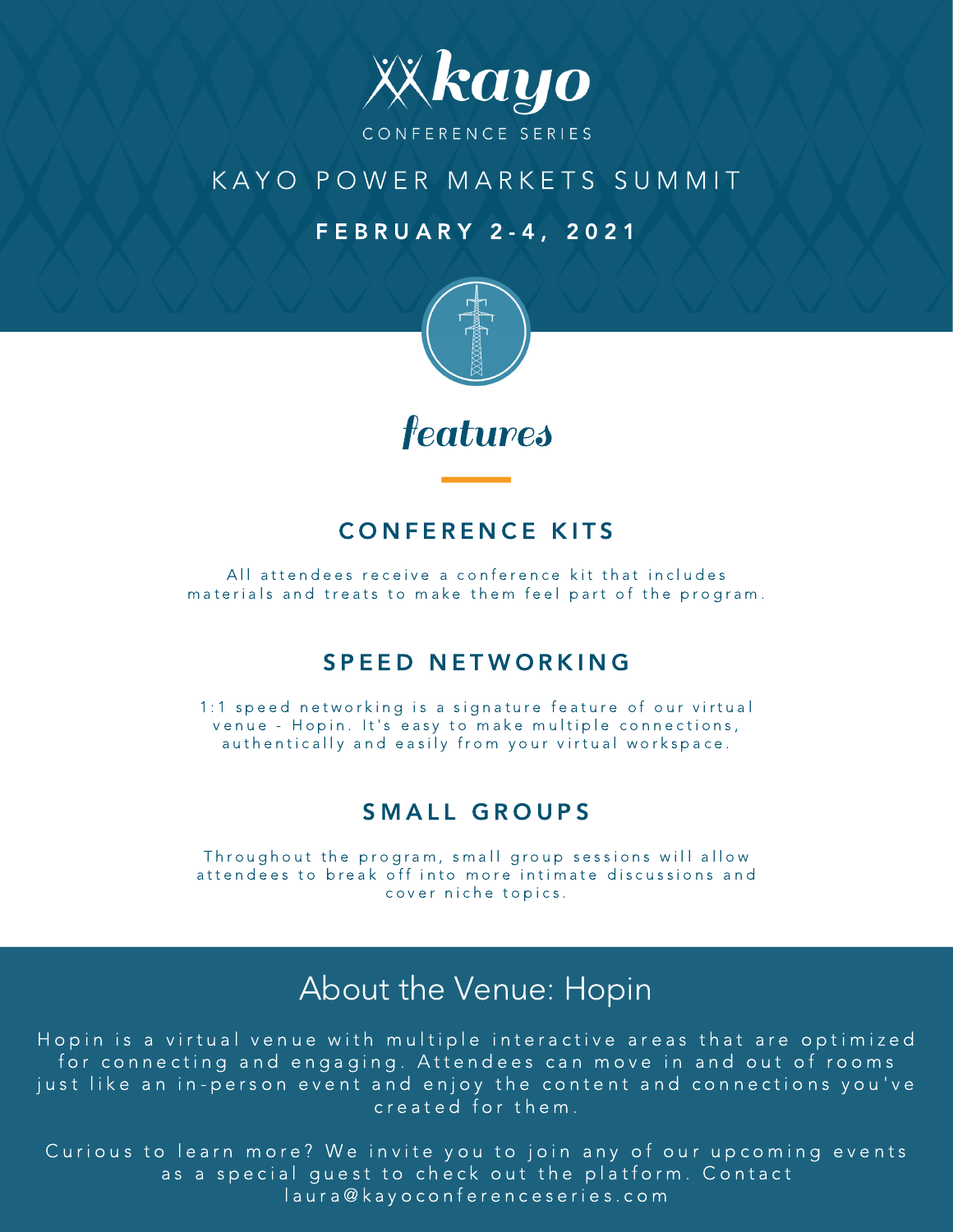# kayo

CONFERENCE SERIES

## KAYO POWER MARKETS SUMMIT

**FEBRUARY 2-4, 2021**

## *features*

### CONFERENCE KITS

All attendees receive a conference kit that includes materials and treats to make them feel part of the program.

### SPEED NETWORKING

1:1 speed networking is a signature feature of our virtual venue - Hopin. It's easy to make multiple connections, authentically and easily from your virtual workspace.

### SMALL GROUPS

Throughout the program, small group sessions will allow attendees to break off into more intimate discussions and cover niche topics.

## About the Venue: Hopin

Hopin is a virtual venue with multiple interactive areas that are optimized for connecting and engaging. Attendees can move in and out of rooms just like an in-person event and enjoy the content and connections you've created for them.

Curious to learn more? We invite you to join any of our upcoming events as a special guest to check out the platform. Contact laura@kayoconferenceseries.com